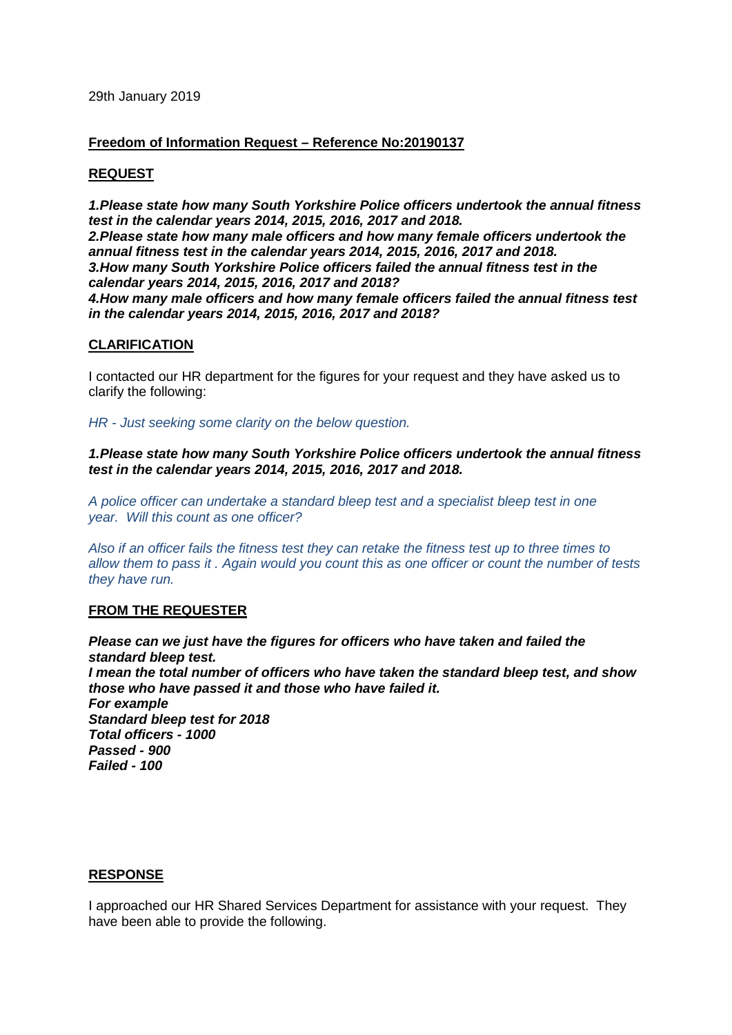29th January 2019

**Freedom of Information Request – Reference No:20190137**

**REQUEST**

***1.Please state how many South Yorkshire Police officers undertook the annual fitness test in the calendar years 2014, 2015, 2016, 2017 and 2018.***
***2.Please state how many male officers and how many female officers undertook the annual fitness test in the calendar years 2014, 2015, 2016, 2017 and 2018.***
***3.How many South Yorkshire Police officers failed the annual fitness test in the calendar years 2014, 2015, 2016, 2017 and 2018?***
***4.How many male officers and how many female officers failed the annual fitness test in the calendar years 2014, 2015, 2016, 2017 and 2018?***

**CLARIFICATION**

I contacted our HR department for the figures for your request and they have asked us to clarify the following:

*HR - Just seeking some clarity on the below question.*

***1.Please state how many South Yorkshire Police officers undertook the annual fitness test in the calendar years 2014, 2015, 2016, 2017 and 2018.***

*A police officer can undertake a standard bleep test and a specialist bleep test in one year. Will this count as one officer?*

*Also if an officer fails the fitness test they can retake the fitness test up to three times to allow them to pass it . Again would you count this as one officer or count the number of tests they have run.*

**FROM THE REQUESTER**

***Please can we just have the figures for officers who have taken and failed the standard bleep test.***
***I mean the total number of officers who have taken the standard bleep test, and show those who have passed it and those who have failed it.***
***For example***
***Standard bleep test for 2018***
***Total officers - 1000***
***Passed - 900***
***Failed - 100***

**RESPONSE**

I approached our HR Shared Services Department for assistance with your request. They have been able to provide the following.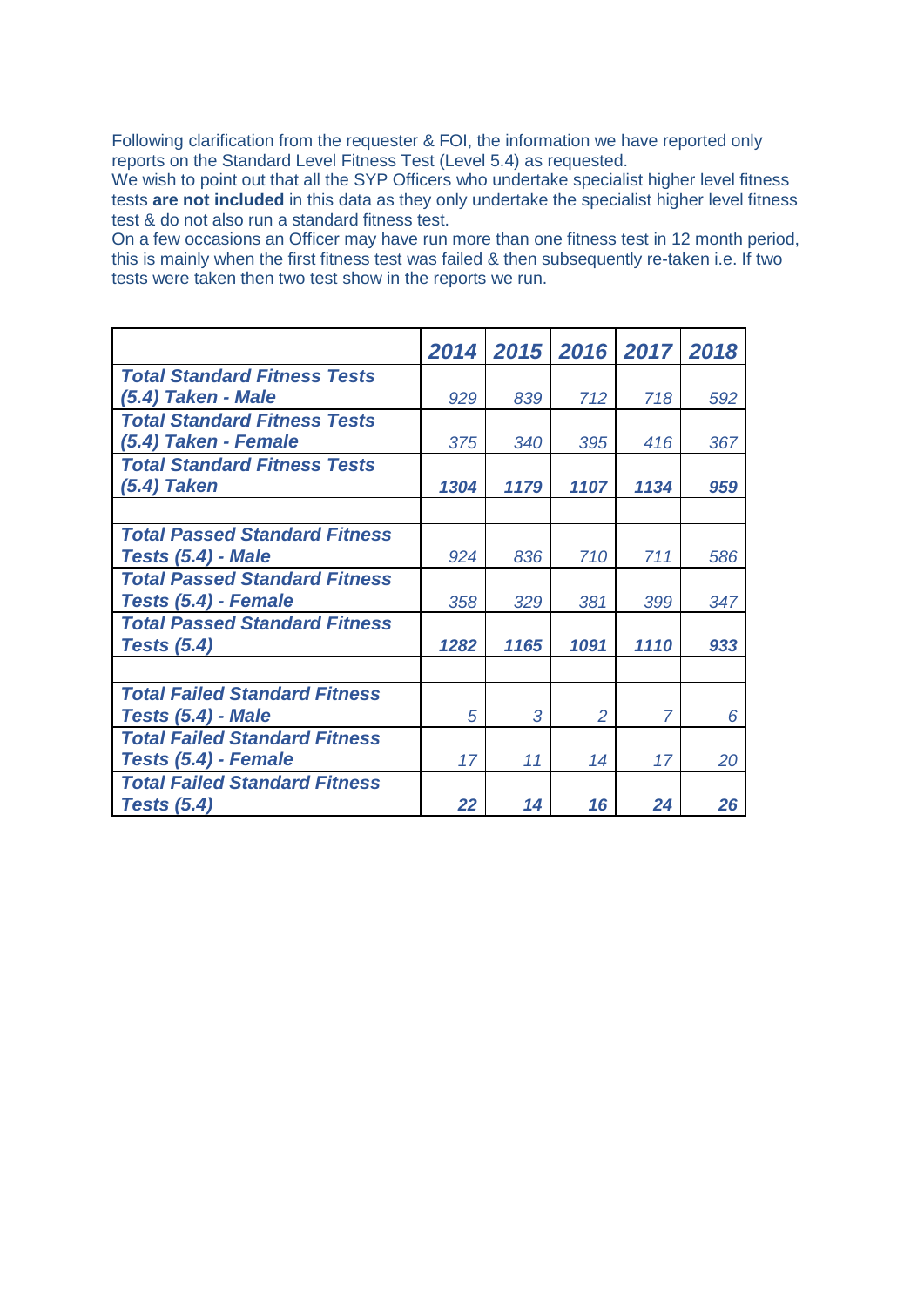Following clarification from the requester & FOI, the information we have reported only reports on the Standard Level Fitness Test (Level 5.4) as requested.
We wish to point out that all the SYP Officers who undertake specialist higher level fitness tests **are not included** in this data as they only undertake the specialist higher level fitness test & do not also run a standard fitness test.
On a few occasions an Officer may have run more than one fitness test in 12 month period, this is mainly when the first fitness test was failed & then subsequently re-taken i.e. If two tests were taken then two test show in the reports we run.

| | ***2014*** | ***2015*** | ***2016*** | ***2017*** | ***2018*** |
|---|---|---|---|---|---|
| ***Total Standard Fitness Tests (5.4) Taken - Male*** | *929* | *839* | *712* | *718* | *592* |
| ***Total Standard Fitness Tests (5.4) Taken - Female*** | *375* | *340* | *395* | *416* | *367* |
| ***Total Standard Fitness Tests (5.4) Taken*** | ***1304*** | ***1179*** | ***1107*** | ***1134*** | ***959*** |
| | | | | | |
| ***Total Passed Standard Fitness Tests (5.4) - Male*** | *924* | *836* | *710* | *711* | *586* |
| ***Total Passed Standard Fitness Tests (5.4) - Female*** | *358* | *329* | *381* | *399* | *347* |
| ***Total Passed Standard Fitness Tests (5.4)*** | ***1282*** | ***1165*** | ***1091*** | ***1110*** | ***933*** |
| | | | | | |
| ***Total Failed Standard Fitness Tests (5.4) - Male*** | *5* | *3* | *2* | *7* | *6* |
| ***Total Failed Standard Fitness Tests (5.4) - Female*** | *17* | *11* | *14* | *17* | *20* |
| ***Total Failed Standard Fitness Tests (5.4)*** | ***22*** | ***14*** | ***16*** | ***24*** | ***26*** |